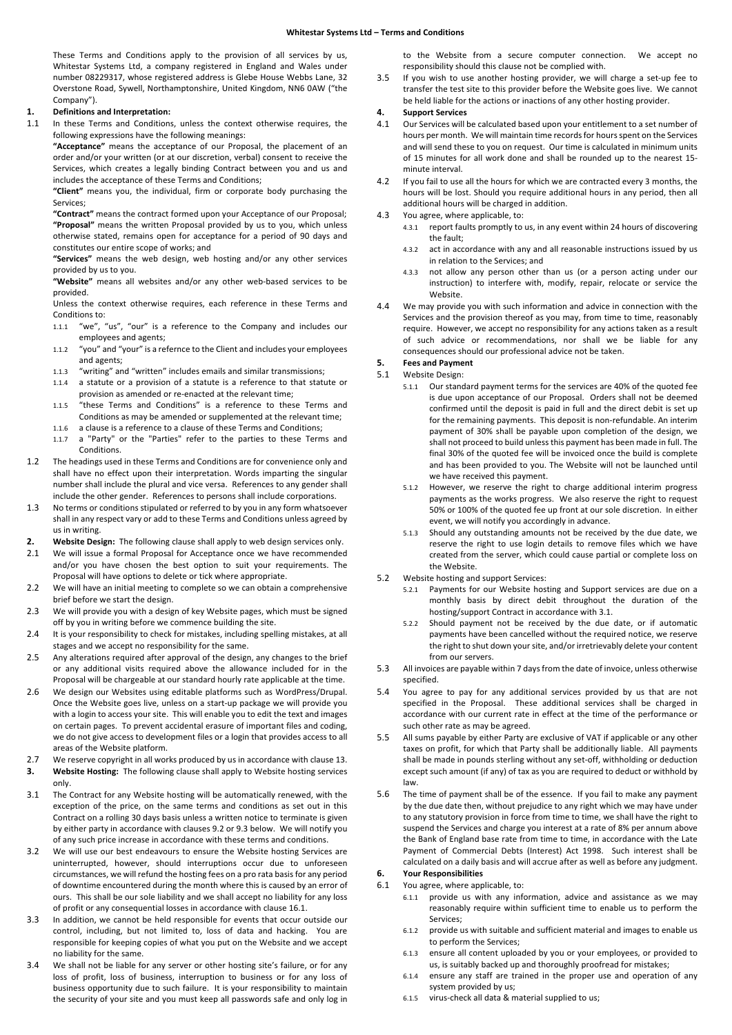# Whitestar Systems Ltd – Terms and Conditions

These Terms and Conditions apply to the provision of all services by us, Whitestar Systems Ltd, a company registered in England and Wales under number 08229317, whose registered address is Glebe House Webbs Lane, 32 Overstone Road, Sywell, Northamptonshire, United Kingdom, NN6 0AW ("the Company").

**1. Definitions and Interpretation:**

1.1 In these Terms and Conditions, unless the context otherwise requires, the following expressions have the following meanings:

**"Acceptance"** means the acceptance of our Proposal, the placement of an order and/or your written (or at our discretion, verbal) consent to receive the Services, which creates a legally binding Contract between you and us and includes the acceptance of these Terms and Conditions;

**"Client"** means you, the individual, firm or corporate body purchasing the Services;

**"Contract"** means the contract formed upon your Acceptance of our Proposal;

**"Proposal"** means the written Proposal provided by us to you, which unless otherwise stated, remains open for acceptance for a period of 90 days and constitutes our entire scope of works; and

**"Services"** means the web design, web hosting and/or any other services provided by us to you.

**"Website"** means all websites and/or any other web-based services to be provided.

Unless the context otherwise requires, each reference in these Terms and Conditions to:

1.1.1 "we", "us", "our" is a reference to the Company and includes our employees and agents;

1.1.2 "you" and "your" is a refernce to the Client and includes your employees and agents;

1.1.3 "writing" and "written" includes emails and similar transmissions;

1.1.4 a statute or a provision of a statute is a reference to that statute or provision as amended or re-enacted at the relevant time;

1.1.5 "these Terms and Conditions" is a reference to these Terms and Conditions as may be amended or supplemented at the relevant time;

1.1.6 a clause is a reference to a clause of these Terms and Conditions;

1.1.7 a "Party" or the "Parties" refer to the parties to these Terms and Conditions.

1.2 The headings used in these Terms and Conditions are for convenience only and shall have no effect upon their interpretation. Words imparting the singular number shall include the plural and vice versa. References to any gender shall include the other gender. References to persons shall include corporations.

1.3 No terms or conditions stipulated or referred to by you in any form whatsoever shall in any respect vary or add to these Terms and Conditions unless agreed by us in writing.

**2. Website Design:** The following clause shall apply to web design services only.

2.1 We will issue a formal Proposal for Acceptance once we have recommended and/or you have chosen the best option to suit your requirements. The Proposal will have options to delete or tick where appropriate.

2.2 We will have an initial meeting to complete so we can obtain a comprehensive brief before we start the design.

2.3 We will provide you with a design of key Website pages, which must be signed off by you in writing before we commence building the site.

2.4 It is your responsibility to check for mistakes, including spelling mistakes, at all stages and we accept no responsibility for the same.

2.5 Any alterations required after approval of the design, any changes to the brief or any additional visits required above the allowance included for in the Proposal will be chargeable at our standard hourly rate applicable at the time.

2.6 We design our Websites using editable platforms such as WordPress/Drupal. Once the Website goes live, unless on a start-up package we will provide you with a login to access your site. This will enable you to edit the text and images on certain pages. To prevent accidental erasure of important files and coding, we do not give access to development files or a login that provides access to all areas of the Website platform.

2.7 We reserve copyright in all works produced by us in accordance with clause 13.

**3. Website Hosting:** The following clause shall apply to Website hosting services only.

3.1 The Contract for any Website hosting will be automatically renewed, with the exception of the price, on the same terms and conditions as set out in this Contract on a rolling 30 days basis unless a written notice to terminate is given by either party in accordance with clauses 9.2 or 9.3 below. We will notify you of any such price increase in accordance with these terms and conditions.

3.2 We will use our best endeavours to ensure the Website hosting Services are uninterrupted, however, should interruptions occur due to unforeseen circumstances, we will refund the hosting fees on a pro rata basis for any period of downtime encountered during the month where this is caused by an error of ours. This shall be our sole liability and we shall accept no liability for any loss of profit or any consequential losses in accordance with clause 16.1.

3.3 In addition, we cannot be held responsible for events that occur outside our control, including, but not limited to, loss of data and hacking. You are responsible for keeping copies of what you put on the Website and we accept no liability for the same.

3.4 We shall not be liable for any server or other hosting site's failure, or for any loss of profit, loss of business, interruption to business or for any loss of business opportunity due to such failure. It is your responsibility to maintain the security of your site and you must keep all passwords safe and only log in to the Website from a secure computer connection. We accept no responsibility should this clause not be complied with.

3.5 If you wish to use another hosting provider, we will charge a set-up fee to transfer the test site to this provider before the Website goes live. We cannot be held liable for the actions or inactions of any other hosting provider.

**4. Support Services**

4.1 Our Services will be calculated based upon your entitlement to a set number of hours per month. We will maintain time records for hours spent on the Services and will send these to you on request. Our time is calculated in minimum units of 15 minutes for all work done and shall be rounded up to the nearest 15-minute interval.

4.2 If you fail to use all the hours for which we are contracted every 3 months, the hours will be lost. Should you require additional hours in any period, then all additional hours will be charged in addition.

4.3 You agree, where applicable, to:

4.3.1 report faults promptly to us, in any event within 24 hours of discovering the fault;

4.3.2 act in accordance with any and all reasonable instructions issued by us in relation to the Services; and

4.3.3 not allow any person other than us (or a person acting under our instruction) to interfere with, modify, repair, relocate or service the Website.

4.4 We may provide you with such information and advice in connection with the Services and the provision thereof as you may, from time to time, reasonably require. However, we accept no responsibility for any actions taken as a result of such advice or recommendations, nor shall we be liable for any consequences should our professional advice not be taken.

**5. Fees and Payment**

5.1 Website Design:

5.1.1 Our standard payment terms for the services are 40% of the quoted fee is due upon acceptance of our Proposal. Orders shall not be deemed confirmed until the deposit is paid in full and the direct debit is set up for the remaining payments. This deposit is non-refundable. An interim payment of 30% shall be payable upon completion of the design, we shall not proceed to build unless this payment has been made in full. The final 30% of the quoted fee will be invoiced once the build is complete and has been provided to you. The Website will not be launched until we have received this payment.

5.1.2 However, we reserve the right to charge additional interim progress payments as the works progress. We also reserve the right to request 50% or 100% of the quoted fee up front at our sole discretion. In either event, we will notify you accordingly in advance.

5.1.3 Should any outstanding amounts not be received by the due date, we reserve the right to use login details to remove files which we have created from the server, which could cause partial or complete loss on the Website.

5.2 Website hosting and support Services:

5.2.1 Payments for our Website hosting and Support services are due on a monthly basis by direct debit throughout the duration of the hosting/support Contract in accordance with 3.1.

5.2.2 Should payment not be received by the due date, or if automatic payments have been cancelled without the required notice, we reserve the right to shut down your site, and/or irretrievably delete your content from our servers.

5.3 All invoices are payable within 7 days from the date of invoice, unless otherwise specified.

5.4 You agree to pay for any additional services provided by us that are not specified in the Proposal. These additional services shall be charged in accordance with our current rate in effect at the time of the performance or such other rate as may be agreed.

5.5 All sums payable by either Party are exclusive of VAT if applicable or any other taxes on profit, for which that Party shall be additionally liable. All payments shall be made in pounds sterling without any set-off, withholding or deduction except such amount (if any) of tax as you are required to deduct or withhold by law.

5.6 The time of payment shall be of the essence. If you fail to make any payment by the due date then, without prejudice to any right which we may have under to any statutory provision in force from time to time, we shall have the right to suspend the Services and charge you interest at a rate of 8% per annum above the Bank of England base rate from time to time, in accordance with the Late Payment of Commercial Debts (Interest) Act 1998. Such interest shall be calculated on a daily basis and will accrue after as well as before any judgment.

**6. Your Responsibilities**

6.1 You agree, where applicable, to:

6.1.1 provide us with any information, advice and assistance as we may reasonably require within sufficient time to enable us to perform the Services;

6.1.2 provide us with suitable and sufficient material and images to enable us to perform the Services;

6.1.3 ensure all content uploaded by you or your employees, or provided to us, is suitably backed up and thoroughly proofread for mistakes;

6.1.4 ensure any staff are trained in the proper use and operation of any system provided by us;

6.1.5 virus-check all data & material supplied to us;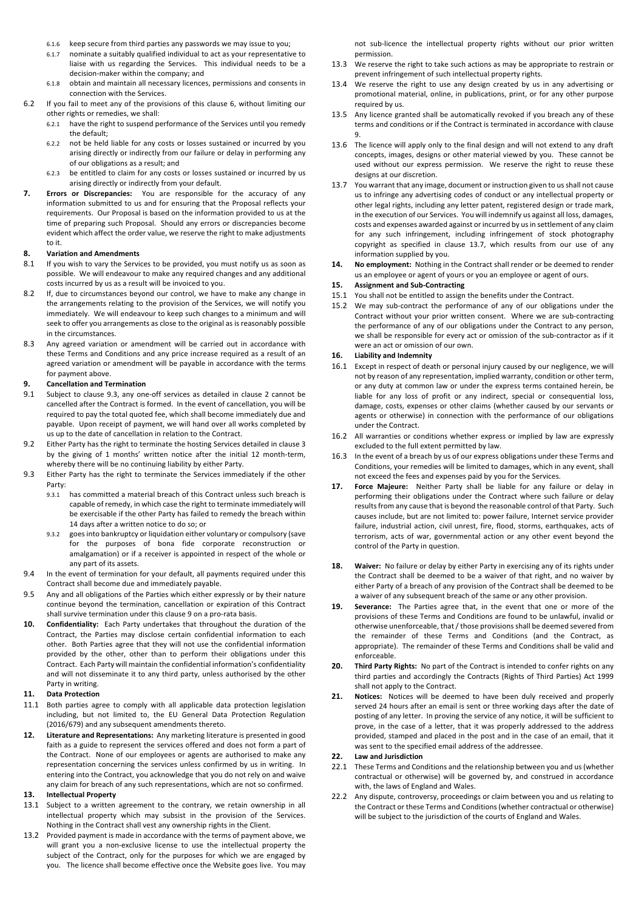6.1.6 keep secure from third parties any passwords we may issue to you;

6.1.7 nominate a suitably qualified individual to act as your representative to liaise with us regarding the Services. This individual needs to be a decision-maker within the company; and

6.1.8 obtain and maintain all necessary licences, permissions and consents in connection with the Services.

6.2 If you fail to meet any of the provisions of this clause 6, without limiting our other rights or remedies, we shall:

6.2.1 have the right to suspend performance of the Services until you remedy the default;

6.2.2 not be held liable for any costs or losses sustained or incurred by you arising directly or indirectly from our failure or delay in performing any of our obligations as a result; and

6.2.3 be entitled to claim for any costs or losses sustained or incurred by us arising directly or indirectly from your default.

**7. Errors or Discrepancies:** You are responsible for the accuracy of any information submitted to us and for ensuring that the Proposal reflects your requirements. Our Proposal is based on the information provided to us at the time of preparing such Proposal. Should any errors or discrepancies become evident which affect the order value, we reserve the right to make adjustments to it.

**8. Variation and Amendments**

8.1 If you wish to vary the Services to be provided, you must notify us as soon as possible. We will endeavour to make any required changes and any additional costs incurred by us as a result will be invoiced to you.

8.2 If, due to circumstances beyond our control, we have to make any change in the arrangements relating to the provision of the Services, we will notify you immediately. We will endeavour to keep such changes to a minimum and will seek to offer you arrangements as close to the original as is reasonably possible in the circumstances.

8.3 Any agreed variation or amendment will be carried out in accordance with these Terms and Conditions and any price increase required as a result of an agreed variation or amendment will be payable in accordance with the terms for payment above.

**9. Cancellation and Termination**

9.1 Subject to clause 9.3, any one-off services as detailed in clause 2 cannot be cancelled after the Contract is formed. In the event of cancellation, you will be required to pay the total quoted fee, which shall become immediately due and payable. Upon receipt of payment, we will hand over all works completed by us up to the date of cancellation in relation to the Contract.

9.2 Either Party has the right to terminate the hosting Services detailed in clause 3 by the giving of 1 months' written notice after the initial 12 month-term, whereby there will be no continuing liability by either Party.

9.3 Either Party has the right to terminate the Services immediately if the other Party:

9.3.1 has committed a material breach of this Contract unless such breach is capable of remedy, in which case the right to terminate immediately will be exercisable if the other Party has failed to remedy the breach within 14 days after a written notice to do so; or

9.3.2 goes into bankruptcy or liquidation either voluntary or compulsory (save for the purposes of bona fide corporate reconstruction or amalgamation) or if a receiver is appointed in respect of the whole or any part of its assets.

9.4 In the event of termination for your default, all payments required under this Contract shall become due and immediately payable.

9.5 Any and all obligations of the Parties which either expressly or by their nature continue beyond the termination, cancellation or expiration of this Contract shall survive termination under this clause 9 on a pro-rata basis.

**10. Confidentiality:** Each Party undertakes that throughout the duration of the Contract, the Parties may disclose certain confidential information to each other. Both Parties agree that they will not use the confidential information provided by the other, other than to perform their obligations under this Contract. Each Party will maintain the confidential information's confidentiality and will not disseminate it to any third party, unless authorised by the other Party in writing.

**11. Data Protection**

11.1 Both parties agree to comply with all applicable data protection legislation including, but not limited to, the EU General Data Protection Regulation (2016/679) and any subsequent amendments thereto.

**12. Literature and Representations:** Any marketing literature is presented in good faith as a guide to represent the services offered and does not form a part of the Contract. None of our employees or agents are authorised to make any representation concerning the services unless confirmed by us in writing. In entering into the Contract, you acknowledge that you do not rely on and waive any claim for breach of any such representations, which are not so confirmed.

**13. Intellectual Property**

13.1 Subject to a written agreement to the contrary, we retain ownership in all intellectual property which may subsist in the provision of the Services. Nothing in the Contract shall vest any ownership rights in the Client.

13.2 Provided payment is made in accordance with the terms of payment above, we will grant you a non-exclusive license to use the intellectual property the subject of the Contract, only for the purposes for which we are engaged by you. The licence shall become effective once the Website goes live. You may not sub-licence the intellectual property rights without our prior written permission.

13.3 We reserve the right to take such actions as may be appropriate to restrain or prevent infringement of such intellectual property rights.

13.4 We reserve the right to use any design created by us in any advertising or promotional material, online, in publications, print, or for any other purpose required by us.

13.5 Any licence granted shall be automatically revoked if you breach any of these terms and conditions or if the Contract is terminated in accordance with clause 9.

13.6 The licence will apply only to the final design and will not extend to any draft concepts, images, designs or other material viewed by you. These cannot be used without our express permission. We reserve the right to reuse these designs at our discretion.

13.7 You warrant that any image, document or instruction given to us shall not cause us to infringe any advertising codes of conduct or any intellectual property or other legal rights, including any letter patent, registered design or trade mark, in the execution of our Services. You will indemnify us against all loss, damages, costs and expenses awarded against or incurred by us in settlement of any claim for any such infringement, including infringement of stock photography copyright as specified in clause 13.7, which results from our use of any information supplied by you.

**14. No employment:** Nothing in the Contract shall render or be deemed to render us an employee or agent of yours or you an employee or agent of ours.

**15. Assignment and Sub-Contracting**

15.1 You shall not be entitled to assign the benefits under the Contract.

15.2 We may sub-contract the performance of any of our obligations under the Contract without your prior written consent. Where we are sub-contracting the performance of any of our obligations under the Contract to any person, we shall be responsible for every act or omission of the sub-contractor as if it were an act or omission of our own.

**16. Liability and Indemnity**

16.1 Except in respect of death or personal injury caused by our negligence, we will not by reason of any representation, implied warranty, condition or other term, or any duty at common law or under the express terms contained herein, be liable for any loss of profit or any indirect, special or consequential loss, damage, costs, expenses or other claims (whether caused by our servants or agents or otherwise) in connection with the performance of our obligations under the Contract.

16.2 All warranties or conditions whether express or implied by law are expressly excluded to the full extent permitted by law.

16.3 In the event of a breach by us of our express obligations under these Terms and Conditions, your remedies will be limited to damages, which in any event, shall not exceed the fees and expenses paid by you for the Services.

**17. Force Majeure:** Neither Party shall be liable for any failure or delay in performing their obligations under the Contract where such failure or delay results from any cause that is beyond the reasonable control of that Party. Such causes include, but are not limited to: power failure, Internet service provider failure, industrial action, civil unrest, fire, flood, storms, earthquakes, acts of terrorism, acts of war, governmental action or any other event beyond the control of the Party in question.

**18. Waiver:** No failure or delay by either Party in exercising any of its rights under the Contract shall be deemed to be a waiver of that right, and no waiver by either Party of a breach of any provision of the Contract shall be deemed to be a waiver of any subsequent breach of the same or any other provision.

**19. Severance:** The Parties agree that, in the event that one or more of the provisions of these Terms and Conditions are found to be unlawful, invalid or otherwise unenforceable, that / those provisions shall be deemed severed from the remainder of these Terms and Conditions (and the Contract, as appropriate). The remainder of these Terms and Conditions shall be valid and enforceable.

**20. Third Party Rights:** No part of the Contract is intended to confer rights on any third parties and accordingly the Contracts (Rights of Third Parties) Act 1999 shall not apply to the Contract.

**21. Notices:** Notices will be deemed to have been duly received and properly served 24 hours after an email is sent or three working days after the date of posting of any letter. In proving the service of any notice, it will be sufficient to prove, in the case of a letter, that it was properly addressed to the address provided, stamped and placed in the post and in the case of an email, that it was sent to the specified email address of the addressee.

**22. Law and Jurisdiction**

22.1 These Terms and Conditions and the relationship between you and us (whether contractual or otherwise) will be governed by, and construed in accordance with, the laws of England and Wales.

22.2 Any dispute, controversy, proceedings or claim between you and us relating to the Contract or these Terms and Conditions (whether contractual or otherwise) will be subject to the jurisdiction of the courts of England and Wales.